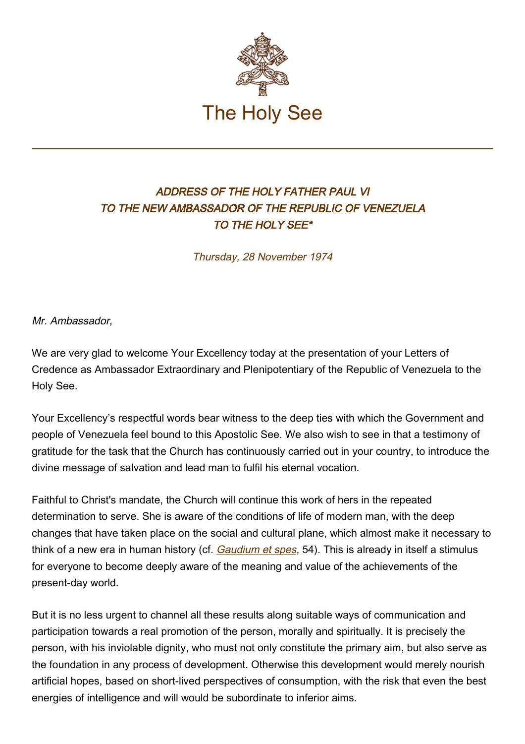The Holy See

# *ADDRESS OF THE HOLY FATHER PAUL VI TO THE NEW AMBASSADOR OF THE REPUBLIC OF VENEZUELA TO THE HOLY SEE**

*Thursday, 28 November 1974*

*Mr. Ambassador*,

We are very glad to welcome Your Excellency today at the presentation of your Letters of Credence as Ambassador Extraordinary and Plenipotentiary of the Republic of Venezuela to the Holy See.

Your Excellency's respectful words bear witness to the deep ties with which the Government and people of Venezuela feel bound to this Apostolic See. We also wish to see in that a testimony of gratitude for the task that the Church has continuously carried out in your country, to introduce the divine message of salvation and lead man to fulfil his eternal vocation.

Faithful to Christ's mandate, the Church will continue this work of hers in the repeated determination to serve. She is aware of the conditions of life of modern man, with the deep changes that have taken place on the social and cultural plane, which almost make it necessary to think of a new era in human history (cf. *Gaudium et spes*, 54). This is already in itself a stimulus for everyone to become deeply aware of the meaning and value of the achievements of the present-day world.

But it is no less urgent to channel all these results along suitable ways of communication and participation towards a real promotion of the person, morally and spiritually. It is precisely the person, with his inviolable dignity, who must not only constitute the primary aim, but also serve as the foundation in any process of development. Otherwise this development would merely nourish artificial hopes, based on short-lived perspectives of consumption, with the risk that even the best energies of intelligence and will would be subordinate to inferior aims.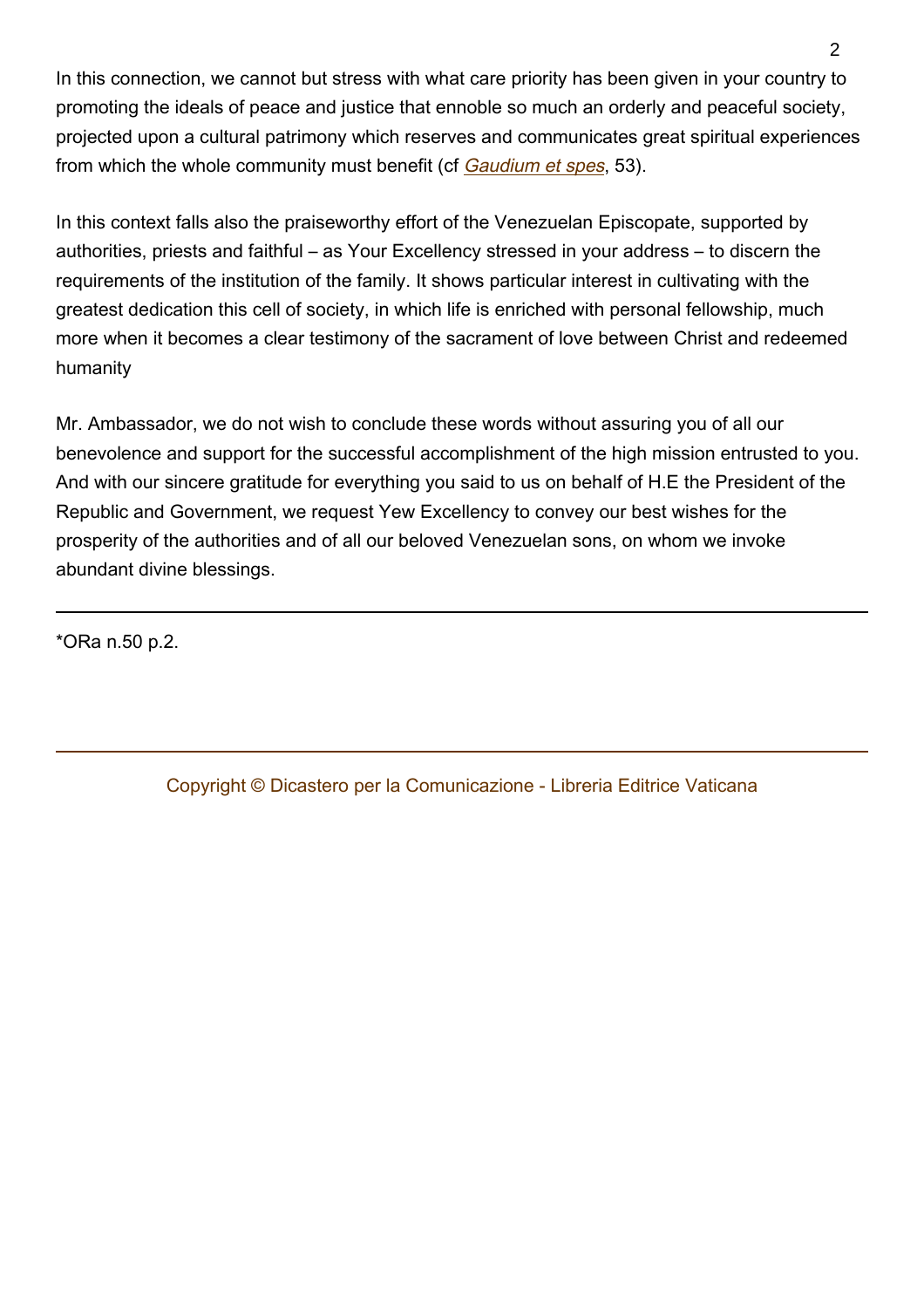In this connection, we cannot but stress with what care priority has been given in your country to promoting the ideals of peace and justice that ennoble so much an orderly and peaceful society, projected upon a cultural patrimony which reserves and communicates great spiritual experiences from which the whole community must benefit (cf *Gaudium et spes*, 53).

In this context falls also the praiseworthy effort of the Venezuelan Episcopate, supported by authorities, priests and faithful – as Your Excellency stressed in your address – to discern the requirements of the institution of the family. It shows particular interest in cultivating with the greatest dedication this cell of society, in which life is enriched with personal fellowship, much more when it becomes a clear testimony of the sacrament of love between Christ and redeemed humanity

Mr. Ambassador, we do not wish to conclude these words without assuring you of all our benevolence and support for the successful accomplishment of the high mission entrusted to you. And with our sincere gratitude for everything you said to us on behalf of H.E the President of the Republic and Government, we request Yew Excellency to convey our best wishes for the prosperity of the authorities and of all our beloved Venezuelan sons, on whom we invoke abundant divine blessings.

---

*ORa n.50 p.2.

---

Copyright © Dicastero per la Comunicazione - Libreria Editrice Vaticana